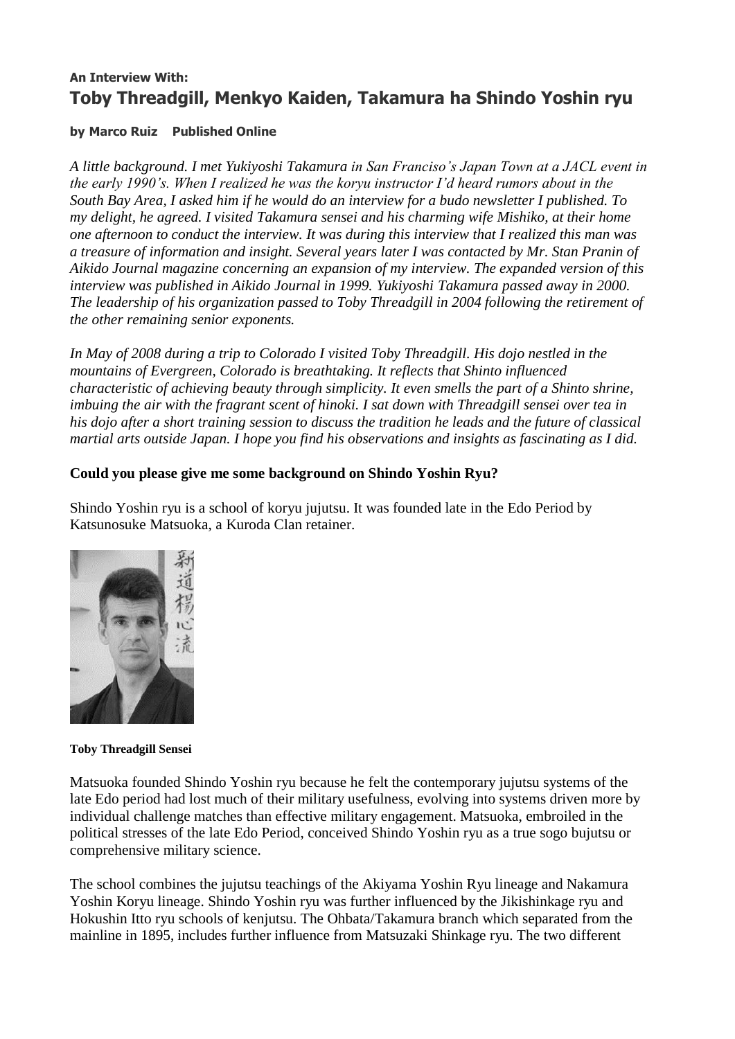**An Interview With:**

# Toby Threadgill, Menkyo Kaiden, Takamura ha Shindo Yoshin ryu

**by Marco Ruiz    Published Online**

*A little background. I met Yukiyoshi Takamura in San Franciso's Japan Town at a JACL event in the early 1990's. When I realized he was the koryu instructor I'd heard rumors about in the South Bay Area, I asked him if he would do an interview for a budo newsletter I published. To my delight, he agreed. I visited Takamura sensei and his charming wife Mishiko, at their home one afternoon to conduct the interview. It was during this interview that I realized this man was a treasure of information and insight. Several years later I was contacted by Mr. Stan Pranin of Aikido Journal magazine concerning an expansion of my interview. The expanded version of this interview was published in Aikido Journal in 1999. Yukiyoshi Takamura passed away in 2000. The leadership of his organization passed to Toby Threadgill in 2004 following the retirement of the other remaining senior exponents.*

*In May of 2008 during a trip to Colorado I visited Toby Threadgill. His dojo nestled in the mountains of Evergreen, Colorado is breathtaking. It reflects that Shinto influenced characteristic of achieving beauty through simplicity. It even smells the part of a Shinto shrine, imbuing the air with the fragrant scent of hinoki. I sat down with Threadgill sensei over tea in his dojo after a short training session to discuss the tradition he leads and the future of classical martial arts outside Japan. I hope you find his observations and insights as fascinating as I did.*

**Could you please give me some background on Shindo Yoshin Ryu?**

Shindo Yoshin ryu is a school of koryu jujutsu. It was founded late in the Edo Period by Katsunosuke Matsuoka, a Kuroda Clan retainer.

**Toby Threadgill Sensei**

Matsuoka founded Shindo Yoshin ryu because he felt the contemporary jujutsu systems of the late Edo period had lost much of their military usefulness, evolving into systems driven more by individual challenge matches than effective military engagement. Matsuoka, embroiled in the political stresses of the late Edo Period, conceived Shindo Yoshin ryu as a true sogo bujutsu or comprehensive military science.

The school combines the jujutsu teachings of the Akiyama Yoshin Ryu lineage and Nakamura Yoshin Koryu lineage. Shindo Yoshin ryu was further influenced by the Jikishinkage ryu and Hokushin Itto ryu schools of kenjutsu. The Ohbata/Takamura branch which separated from the mainline in 1895, includes further influence from Matsuzaki Shinkage ryu. The two different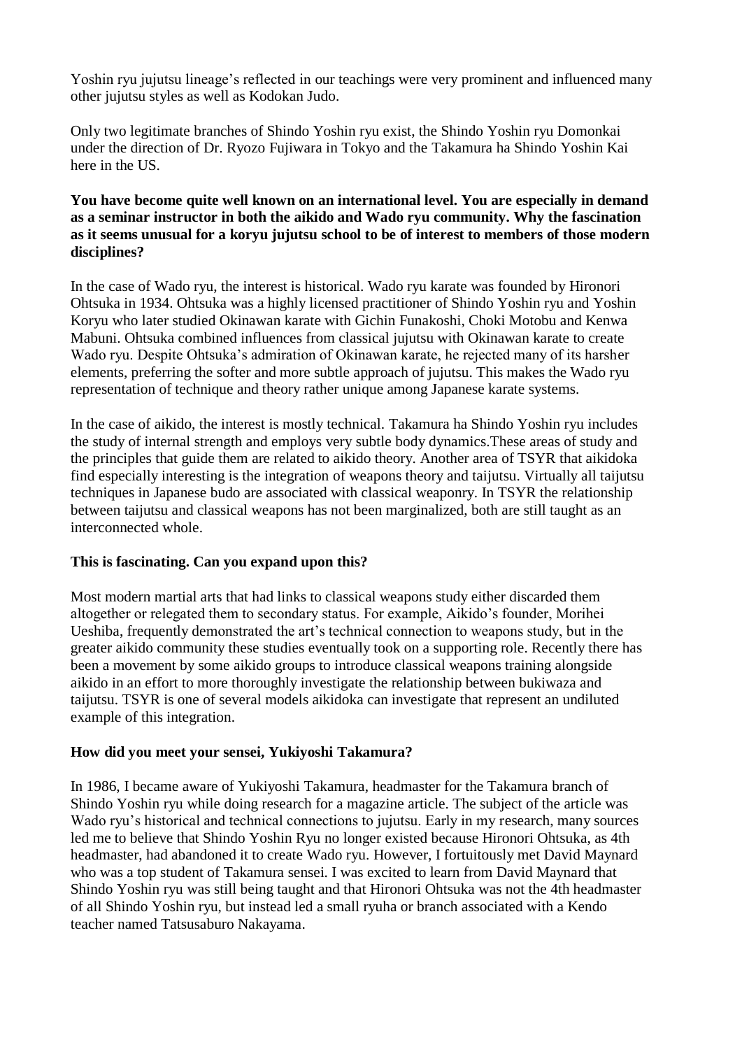Yoshin ryu jujutsu lineage's reflected in our teachings were very prominent and influenced many other jujutsu styles as well as Kodokan Judo.

Only two legitimate branches of Shindo Yoshin ryu exist, the Shindo Yoshin ryu Domonkai under the direction of Dr. Ryozo Fujiwara in Tokyo and the Takamura ha Shindo Yoshin Kai here in the US.

**You have become quite well known on an international level. You are especially in demand as a seminar instructor in both the aikido and Wado ryu community. Why the fascination as it seems unusual for a koryu jujutsu school to be of interest to members of those modern disciplines?**

In the case of Wado ryu, the interest is historical. Wado ryu karate was founded by Hironori Ohtsuka in 1934. Ohtsuka was a highly licensed practitioner of Shindo Yoshin ryu and Yoshin Koryu who later studied Okinawan karate with Gichin Funakoshi, Choki Motobu and Kenwa Mabuni. Ohtsuka combined influences from classical jujutsu with Okinawan karate to create Wado ryu. Despite Ohtsuka's admiration of Okinawan karate, he rejected many of its harsher elements, preferring the softer and more subtle approach of jujutsu. This makes the Wado ryu representation of technique and theory rather unique among Japanese karate systems.

In the case of aikido, the interest is mostly technical. Takamura ha Shindo Yoshin ryu includes the study of internal strength and employs very subtle body dynamics.These areas of study and the principles that guide them are related to aikido theory. Another area of TSYR that aikidoka find especially interesting is the integration of weapons theory and taijutsu. Virtually all taijutsu techniques in Japanese budo are associated with classical weaponry. In TSYR the relationship between taijutsu and classical weapons has not been marginalized, both are still taught as an interconnected whole.

**This is fascinating. Can you expand upon this?**

Most modern martial arts that had links to classical weapons study either discarded them altogether or relegated them to secondary status. For example, Aikido's founder, Morihei Ueshiba, frequently demonstrated the art's technical connection to weapons study, but in the greater aikido community these studies eventually took on a supporting role. Recently there has been a movement by some aikido groups to introduce classical weapons training alongside aikido in an effort to more thoroughly investigate the relationship between bukiwaza and taijutsu. TSYR is one of several models aikidoka can investigate that represent an undiluted example of this integration.

**How did you meet your sensei, Yukiyoshi Takamura?**

In 1986, I became aware of Yukiyoshi Takamura, headmaster for the Takamura branch of Shindo Yoshin ryu while doing research for a magazine article. The subject of the article was Wado ryu's historical and technical connections to jujutsu. Early in my research, many sources led me to believe that Shindo Yoshin Ryu no longer existed because Hironori Ohtsuka, as 4th headmaster, had abandoned it to create Wado ryu. However, I fortuitously met David Maynard who was a top student of Takamura sensei. I was excited to learn from David Maynard that Shindo Yoshin ryu was still being taught and that Hironori Ohtsuka was not the 4th headmaster of all Shindo Yoshin ryu, but instead led a small ryuha or branch associated with a Kendo teacher named Tatsusaburo Nakayama.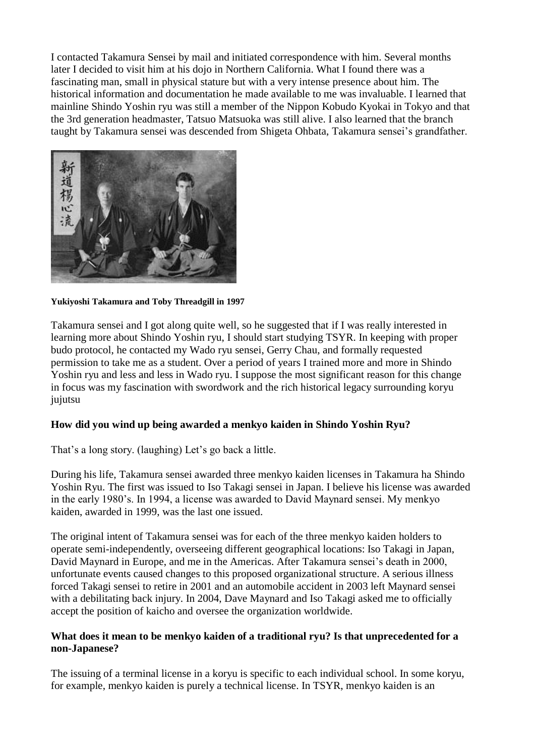I contacted Takamura Sensei by mail and initiated correspondence with him. Several months later I decided to visit him at his dojo in Northern California. What I found there was a fascinating man, small in physical stature but with a very intense presence about him. The historical information and documentation he made available to me was invaluable. I learned that mainline Shindo Yoshin ryu was still a member of the Nippon Kobudo Kyokai in Tokyo and that the 3rd generation headmaster, Tatsuo Matsuoka was still alive. I also learned that the branch taught by Takamura sensei was descended from Shigeta Ohbata, Takamura sensei's grandfather.

**Yukiyoshi Takamura and Toby Threadgill in 1997**

Takamura sensei and I got along quite well, so he suggested that if I was really interested in learning more about Shindo Yoshin ryu, I should start studying TSYR. In keeping with proper budo protocol, he contacted my Wado ryu sensei, Gerry Chau, and formally requested permission to take me as a student. Over a period of years I trained more and more in Shindo Yoshin ryu and less and less in Wado ryu. I suppose the most significant reason for this change in focus was my fascination with swordwork and the rich historical legacy surrounding koryu jujutsu

**How did you wind up being awarded a menkyo kaiden in Shindo Yoshin Ryu?**

That's a long story. (laughing) Let's go back a little.

During his life, Takamura sensei awarded three menkyo kaiden licenses in Takamura ha Shindo Yoshin Ryu. The first was issued to Iso Takagi sensei in Japan. I believe his license was awarded in the early 1980's. In 1994, a license was awarded to David Maynard sensei. My menkyo kaiden, awarded in 1999, was the last one issued.

The original intent of Takamura sensei was for each of the three menkyo kaiden holders to operate semi-independently, overseeing different geographical locations: Iso Takagi in Japan, David Maynard in Europe, and me in the Americas. After Takamura sensei's death in 2000, unfortunate events caused changes to this proposed organizational structure. A serious illness forced Takagi sensei to retire in 2001 and an automobile accident in 2003 left Maynard sensei with a debilitating back injury. In 2004, Dave Maynard and Iso Takagi asked me to officially accept the position of kaicho and oversee the organization worldwide.

**What does it mean to be menkyo kaiden of a traditional ryu? Is that unprecedented for a non-Japanese?**

The issuing of a terminal license in a koryu is specific to each individual school. In some koryu, for example, menkyo kaiden is purely a technical license. In TSYR, menkyo kaiden is an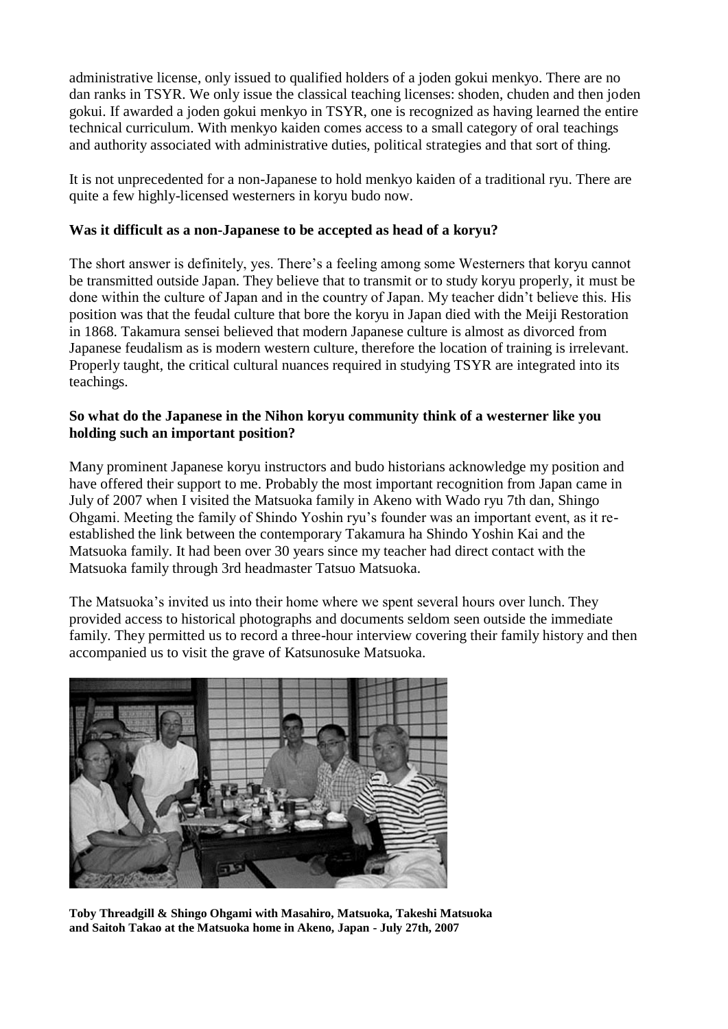administrative license, only issued to qualified holders of a joden gokui menkyo. There are no dan ranks in TSYR. We only issue the classical teaching licenses: shoden, chuden and then joden gokui. If awarded a joden gokui menkyo in TSYR, one is recognized as having learned the entire technical curriculum. With menkyo kaiden comes access to a small category of oral teachings and authority associated with administrative duties, political strategies and that sort of thing.

It is not unprecedented for a non-Japanese to hold menkyo kaiden of a traditional ryu. There are quite a few highly-licensed westerners in koryu budo now.

**Was it difficult as a non-Japanese to be accepted as head of a koryu?**

The short answer is definitely, yes. There's a feeling among some Westerners that koryu cannot be transmitted outside Japan. They believe that to transmit or to study koryu properly, it must be done within the culture of Japan and in the country of Japan. My teacher didn't believe this. His position was that the feudal culture that bore the koryu in Japan died with the Meiji Restoration in 1868. Takamura sensei believed that modern Japanese culture is almost as divorced from Japanese feudalism as is modern western culture, therefore the location of training is irrelevant. Properly taught, the critical cultural nuances required in studying TSYR are integrated into its teachings.

**So what do the Japanese in the Nihon koryu community think of a westerner like you holding such an important position?**

Many prominent Japanese koryu instructors and budo historians acknowledge my position and have offered their support to me. Probably the most important recognition from Japan came in July of 2007 when I visited the Matsuoka family in Akeno with Wado ryu 7th dan, Shingo Ohgami. Meeting the family of Shindo Yoshin ryu's founder was an important event, as it re-established the link between the contemporary Takamura ha Shindo Yoshin Kai and the Matsuoka family. It had been over 30 years since my teacher had direct contact with the Matsuoka family through 3rd headmaster Tatsuo Matsuoka.

The Matsuoka's invited us into their home where we spent several hours over lunch. They provided access to historical photographs and documents seldom seen outside the immediate family. They permitted us to record a three-hour interview covering their family history and then accompanied us to visit the grave of Katsunosuke Matsuoka.

**Toby Threadgill & Shingo Ohgami with Masahiro, Matsuoka, Takeshi Matsuoka and Saitoh Takao at the Matsuoka home in Akeno, Japan - July 27th, 2007**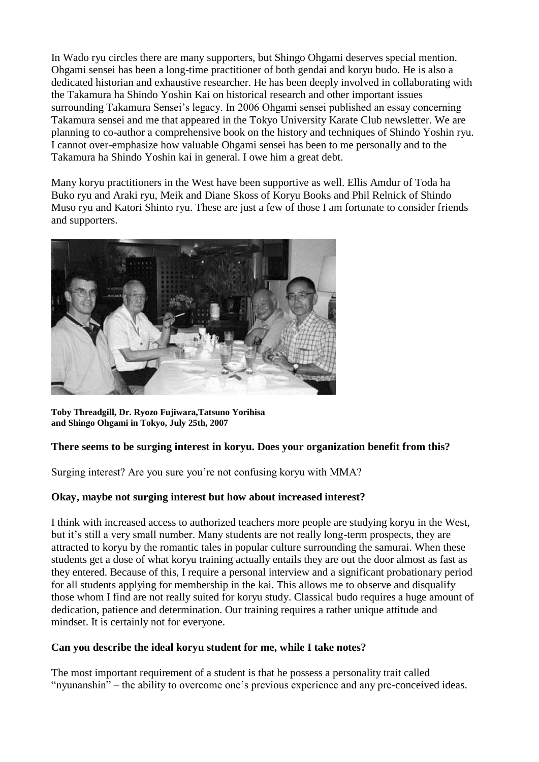In Wado ryu circles there are many supporters, but Shingo Ohgami deserves special mention. Ohgami sensei has been a long-time practitioner of both gendai and koryu budo. He is also a dedicated historian and exhaustive researcher. He has been deeply involved in collaborating with the Takamura ha Shindo Yoshin Kai on historical research and other important issues surrounding Takamura Sensei's legacy. In 2006 Ohgami sensei published an essay concerning Takamura sensei and me that appeared in the Tokyo University Karate Club newsletter. We are planning to co-author a comprehensive book on the history and techniques of Shindo Yoshin ryu. I cannot over-emphasize how valuable Ohgami sensei has been to me personally and to the Takamura ha Shindo Yoshin kai in general. I owe him a great debt.

Many koryu practitioners in the West have been supportive as well. Ellis Amdur of Toda ha Buko ryu and Araki ryu, Meik and Diane Skoss of Koryu Books and Phil Relnick of Shindo Muso ryu and Katori Shinto ryu. These are just a few of those I am fortunate to consider friends and supporters.

**Toby Threadgill, Dr. Ryozo Fujiwara,Tatsuno Yorihisa and Shingo Ohgami in Tokyo, July 25th, 2007**

**There seems to be surging interest in koryu. Does your organization benefit from this?**

Surging interest? Are you sure you're not confusing koryu with MMA?

**Okay, maybe not surging interest but how about increased interest?**

I think with increased access to authorized teachers more people are studying koryu in the West, but it's still a very small number. Many students are not really long-term prospects, they are attracted to koryu by the romantic tales in popular culture surrounding the samurai. When these students get a dose of what koryu training actually entails they are out the door almost as fast as they entered. Because of this, I require a personal interview and a significant probationary period for all students applying for membership in the kai. This allows me to observe and disqualify those whom I find are not really suited for koryu study. Classical budo requires a huge amount of dedication, patience and determination. Our training requires a rather unique attitude and mindset. It is certainly not for everyone.

**Can you describe the ideal koryu student for me, while I take notes?**

The most important requirement of a student is that he possess a personality trait called "nyunanshin" – the ability to overcome one's previous experience and any pre-conceived ideas.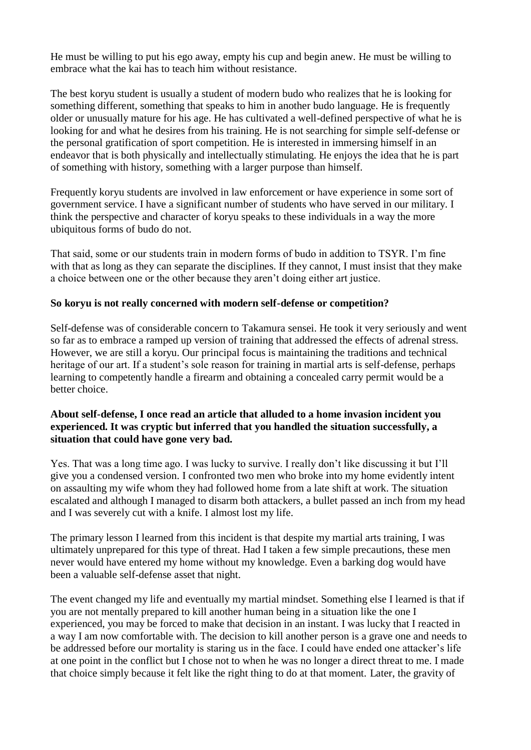He must be willing to put his ego away, empty his cup and begin anew. He must be willing to embrace what the kai has to teach him without resistance.

The best koryu student is usually a student of modern budo who realizes that he is looking for something different, something that speaks to him in another budo language. He is frequently older or unusually mature for his age. He has cultivated a well-defined perspective of what he is looking for and what he desires from his training. He is not searching for simple self-defense or the personal gratification of sport competition. He is interested in immersing himself in an endeavor that is both physically and intellectually stimulating. He enjoys the idea that he is part of something with history, something with a larger purpose than himself.

Frequently koryu students are involved in law enforcement or have experience in some sort of government service. I have a significant number of students who have served in our military. I think the perspective and character of koryu speaks to these individuals in a way the more ubiquitous forms of budo do not.

That said, some or our students train in modern forms of budo in addition to TSYR. I'm fine with that as long as they can separate the disciplines. If they cannot, I must insist that they make a choice between one or the other because they aren't doing either art justice.

**So koryu is not really concerned with modern self-defense or competition?**

Self-defense was of considerable concern to Takamura sensei. He took it very seriously and went so far as to embrace a ramped up version of training that addressed the effects of adrenal stress. However, we are still a koryu. Our principal focus is maintaining the traditions and technical heritage of our art. If a student's sole reason for training in martial arts is self-defense, perhaps learning to competently handle a firearm and obtaining a concealed carry permit would be a better choice.

**About self-defense, I once read an article that alluded to a home invasion incident you experienced. It was cryptic but inferred that you handled the situation successfully, a situation that could have gone very bad.**

Yes. That was a long time ago. I was lucky to survive. I really don't like discussing it but I'll give you a condensed version. I confronted two men who broke into my home evidently intent on assaulting my wife whom they had followed home from a late shift at work. The situation escalated and although I managed to disarm both attackers, a bullet passed an inch from my head and I was severely cut with a knife. I almost lost my life.

The primary lesson I learned from this incident is that despite my martial arts training, I was ultimately unprepared for this type of threat. Had I taken a few simple precautions, these men never would have entered my home without my knowledge. Even a barking dog would have been a valuable self-defense asset that night.

The event changed my life and eventually my martial mindset. Something else I learned is that if you are not mentally prepared to kill another human being in a situation like the one I experienced, you may be forced to make that decision in an instant. I was lucky that I reacted in a way I am now comfortable with. The decision to kill another person is a grave one and needs to be addressed before our mortality is staring us in the face. I could have ended one attacker's life at one point in the conflict but I chose not to when he was no longer a direct threat to me. I made that choice simply because it felt like the right thing to do at that moment. Later, the gravity of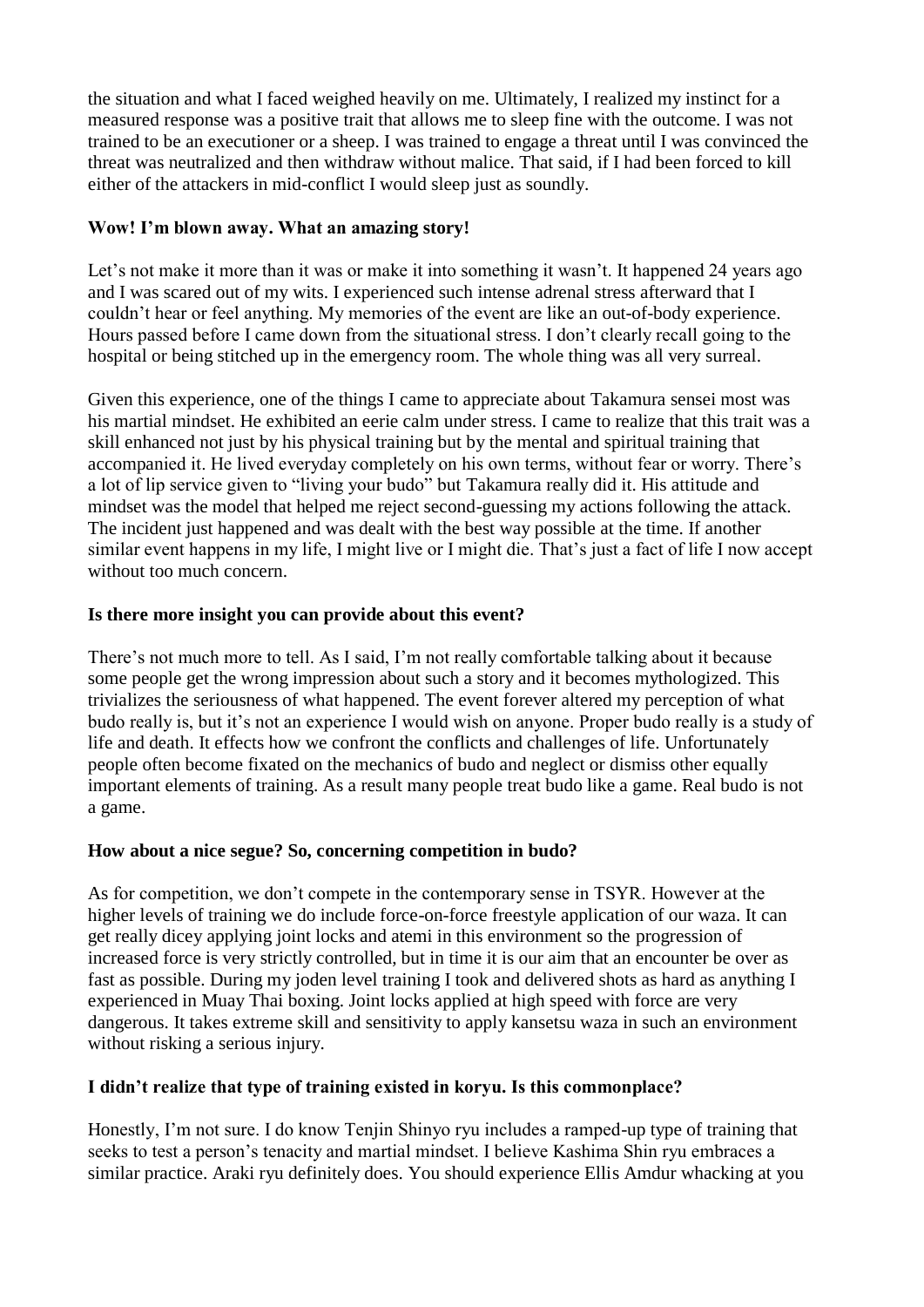the situation and what I faced weighed heavily on me. Ultimately, I realized my instinct for a measured response was a positive trait that allows me to sleep fine with the outcome. I was not trained to be an executioner or a sheep. I was trained to engage a threat until I was convinced the threat was neutralized and then withdraw without malice. That said, if I had been forced to kill either of the attackers in mid-conflict I would sleep just as soundly.

**Wow! I'm blown away. What an amazing story!**

Let's not make it more than it was or make it into something it wasn't. It happened 24 years ago and I was scared out of my wits. I experienced such intense adrenal stress afterward that I couldn't hear or feel anything. My memories of the event are like an out-of-body experience. Hours passed before I came down from the situational stress. I don't clearly recall going to the hospital or being stitched up in the emergency room. The whole thing was all very surreal.

Given this experience, one of the things I came to appreciate about Takamura sensei most was his martial mindset. He exhibited an eerie calm under stress. I came to realize that this trait was a skill enhanced not just by his physical training but by the mental and spiritual training that accompanied it. He lived everyday completely on his own terms, without fear or worry. There's a lot of lip service given to "living your budo" but Takamura really did it. His attitude and mindset was the model that helped me reject second-guessing my actions following the attack. The incident just happened and was dealt with the best way possible at the time. If another similar event happens in my life, I might live or I might die. That's just a fact of life I now accept without too much concern.

**Is there more insight you can provide about this event?**

There's not much more to tell. As I said, I'm not really comfortable talking about it because some people get the wrong impression about such a story and it becomes mythologized. This trivializes the seriousness of what happened. The event forever altered my perception of what budo really is, but it's not an experience I would wish on anyone. Proper budo really is a study of life and death. It effects how we confront the conflicts and challenges of life. Unfortunately people often become fixated on the mechanics of budo and neglect or dismiss other equally important elements of training. As a result many people treat budo like a game. Real budo is not a game.

**How about a nice segue? So, concerning competition in budo?**

As for competition, we don't compete in the contemporary sense in TSYR. However at the higher levels of training we do include force-on-force freestyle application of our waza. It can get really dicey applying joint locks and atemi in this environment so the progression of increased force is very strictly controlled, but in time it is our aim that an encounter be over as fast as possible. During my joden level training I took and delivered shots as hard as anything I experienced in Muay Thai boxing. Joint locks applied at high speed with force are very dangerous. It takes extreme skill and sensitivity to apply kansetsu waza in such an environment without risking a serious injury.

**I didn't realize that type of training existed in koryu. Is this commonplace?**

Honestly, I'm not sure. I do know Tenjin Shinyo ryu includes a ramped-up type of training that seeks to test a person's tenacity and martial mindset. I believe Kashima Shin ryu embraces a similar practice. Araki ryu definitely does. You should experience Ellis Amdur whacking at you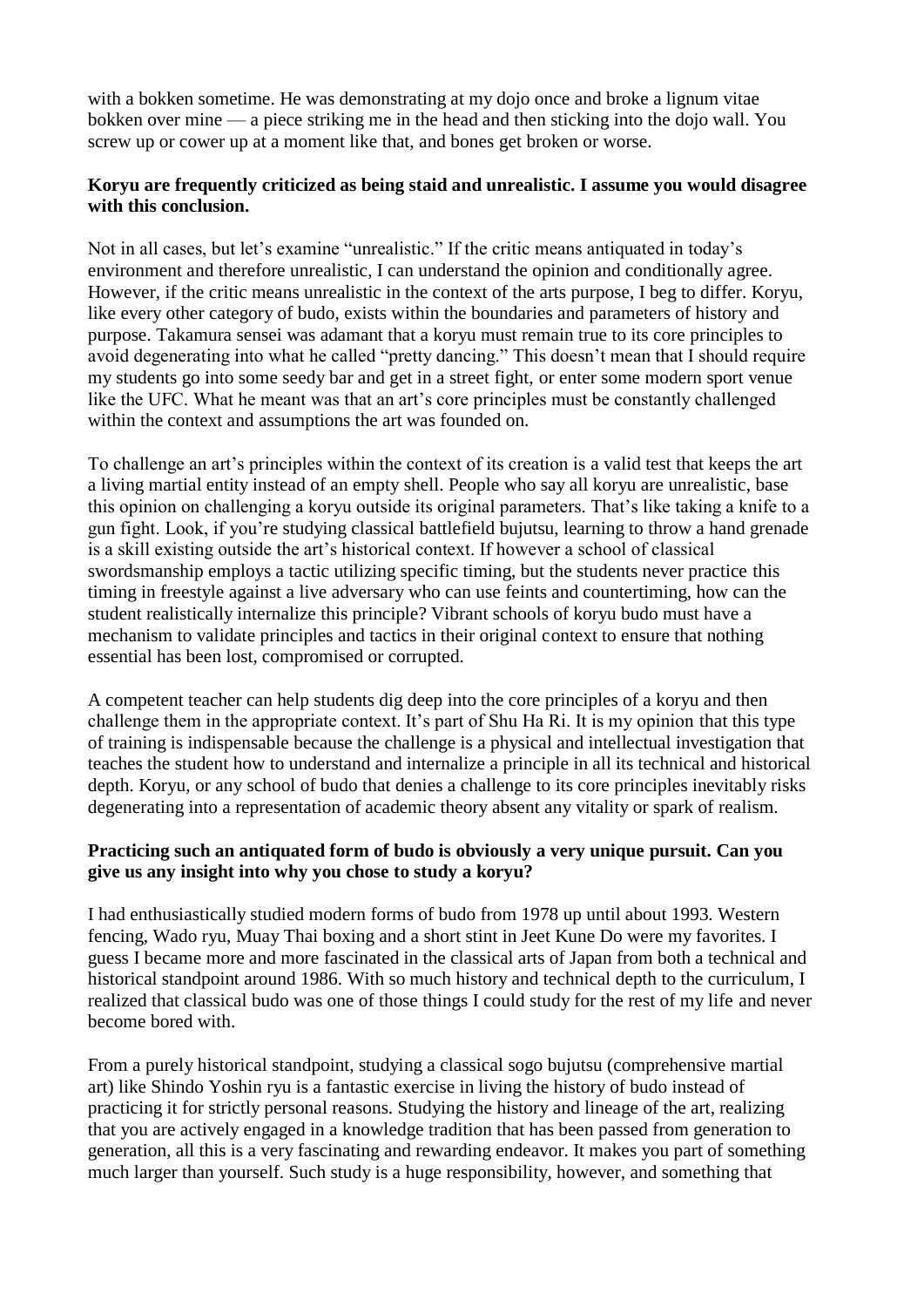with a bokken sometime. He was demonstrating at my dojo once and broke a lignum vitae bokken over mine — a piece striking me in the head and then sticking into the dojo wall. You screw up or cower up at a moment like that, and bones get broken or worse.

**Koryu are frequently criticized as being staid and unrealistic. I assume you would disagree with this conclusion.**

Not in all cases, but let's examine "unrealistic." If the critic means antiquated in today's environment and therefore unrealistic, I can understand the opinion and conditionally agree. However, if the critic means unrealistic in the context of the arts purpose, I beg to differ. Koryu, like every other category of budo, exists within the boundaries and parameters of history and purpose. Takamura sensei was adamant that a koryu must remain true to its core principles to avoid degenerating into what he called "pretty dancing." This doesn't mean that I should require my students go into some seedy bar and get in a street fight, or enter some modern sport venue like the UFC. What he meant was that an art's core principles must be constantly challenged within the context and assumptions the art was founded on.

To challenge an art's principles within the context of its creation is a valid test that keeps the art a living martial entity instead of an empty shell. People who say all koryu are unrealistic, base this opinion on challenging a koryu outside its original parameters. That's like taking a knife to a gun fight. Look, if you're studying classical battlefield bujutsu, learning to throw a hand grenade is a skill existing outside the art's historical context. If however a school of classical swordsmanship employs a tactic utilizing specific timing, but the students never practice this timing in freestyle against a live adversary who can use feints and countertiming, how can the student realistically internalize this principle? Vibrant schools of koryu budo must have a mechanism to validate principles and tactics in their original context to ensure that nothing essential has been lost, compromised or corrupted.

A competent teacher can help students dig deep into the core principles of a koryu and then challenge them in the appropriate context. It's part of Shu Ha Ri. It is my opinion that this type of training is indispensable because the challenge is a physical and intellectual investigation that teaches the student how to understand and internalize a principle in all its technical and historical depth. Koryu, or any school of budo that denies a challenge to its core principles inevitably risks degenerating into a representation of academic theory absent any vitality or spark of realism.

**Practicing such an antiquated form of budo is obviously a very unique pursuit. Can you give us any insight into why you chose to study a koryu?**

I had enthusiastically studied modern forms of budo from 1978 up until about 1993. Western fencing, Wado ryu, Muay Thai boxing and a short stint in Jeet Kune Do were my favorites. I guess I became more and more fascinated in the classical arts of Japan from both a technical and historical standpoint around 1986. With so much history and technical depth to the curriculum, I realized that classical budo was one of those things I could study for the rest of my life and never become bored with.

From a purely historical standpoint, studying a classical sogo bujutsu (comprehensive martial art) like Shindo Yoshin ryu is a fantastic exercise in living the history of budo instead of practicing it for strictly personal reasons. Studying the history and lineage of the art, realizing that you are actively engaged in a knowledge tradition that has been passed from generation to generation, all this is a very fascinating and rewarding endeavor. It makes you part of something much larger than yourself. Such study is a huge responsibility, however, and something that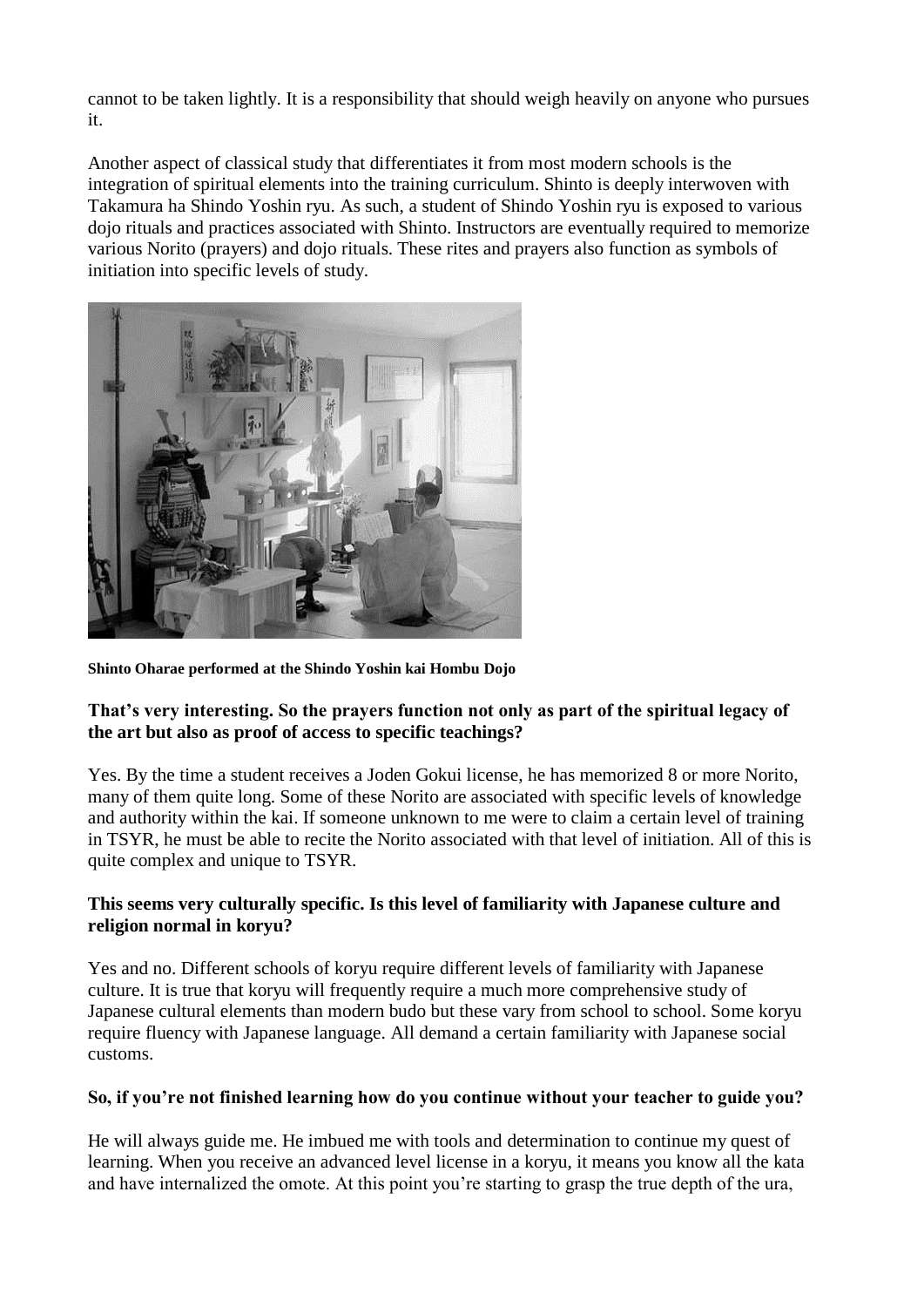cannot to be taken lightly. It is a responsibility that should weigh heavily on anyone who pursues it.

Another aspect of classical study that differentiates it from most modern schools is the integration of spiritual elements into the training curriculum. Shinto is deeply interwoven with Takamura ha Shindo Yoshin ryu. As such, a student of Shindo Yoshin ryu is exposed to various dojo rituals and practices associated with Shinto. Instructors are eventually required to memorize various Norito (prayers) and dojo rituals. These rites and prayers also function as symbols of initiation into specific levels of study.

**Shinto Oharae performed at the Shindo Yoshin kai Hombu Dojo**

**That's very interesting. So the prayers function not only as part of the spiritual legacy of the art but also as proof of access to specific teachings?**

Yes. By the time a student receives a Joden Gokui license, he has memorized 8 or more Norito, many of them quite long. Some of these Norito are associated with specific levels of knowledge and authority within the kai. If someone unknown to me were to claim a certain level of training in TSYR, he must be able to recite the Norito associated with that level of initiation. All of this is quite complex and unique to TSYR.

**This seems very culturally specific. Is this level of familiarity with Japanese culture and religion normal in koryu?**

Yes and no. Different schools of koryu require different levels of familiarity with Japanese culture. It is true that koryu will frequently require a much more comprehensive study of Japanese cultural elements than modern budo but these vary from school to school. Some koryu require fluency with Japanese language. All demand a certain familiarity with Japanese social customs.

**So, if you're not finished learning how do you continue without your teacher to guide you?**

He will always guide me. He imbued me with tools and determination to continue my quest of learning. When you receive an advanced level license in a koryu, it means you know all the kata and have internalized the omote. At this point you're starting to grasp the true depth of the ura,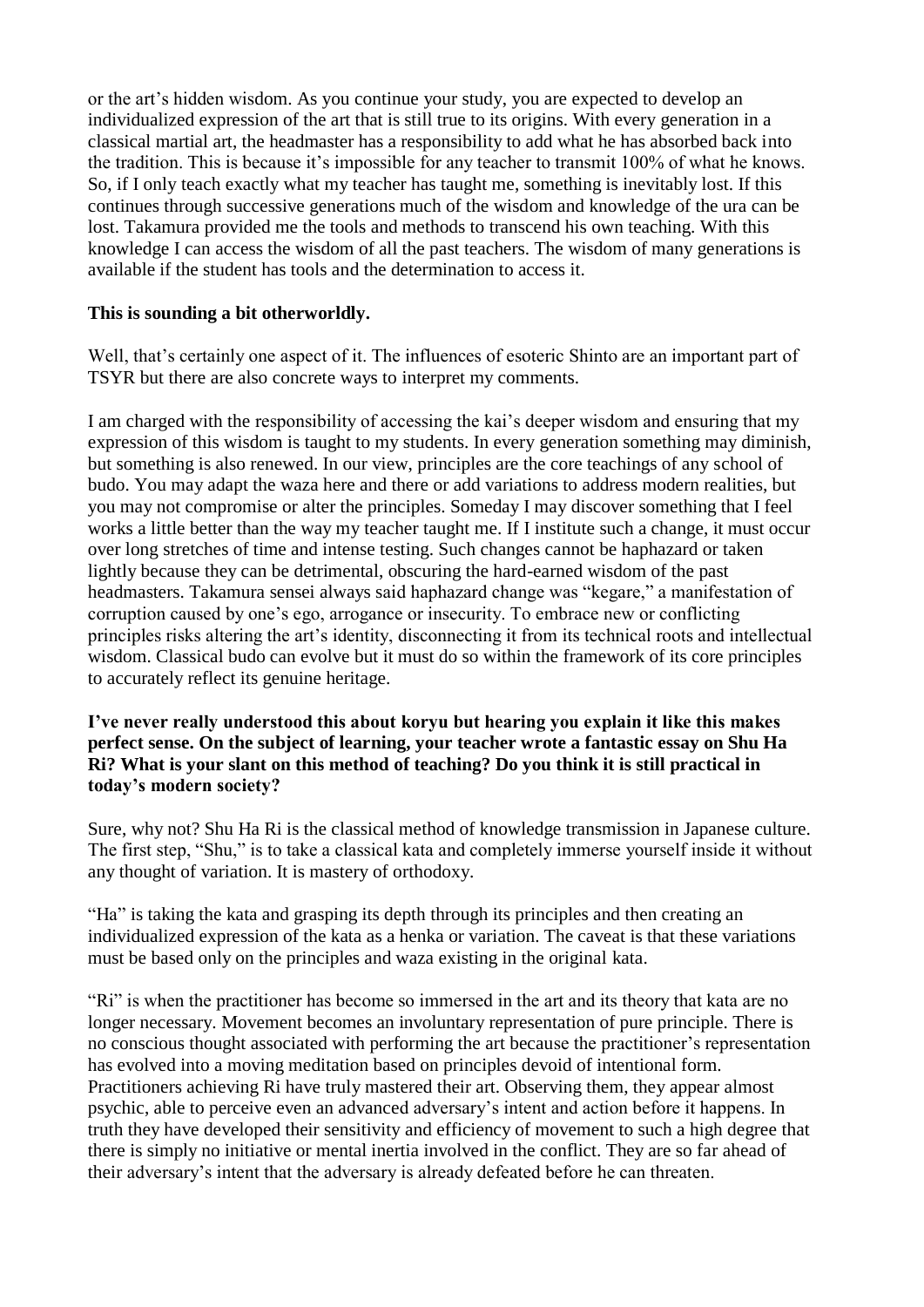or the art's hidden wisdom. As you continue your study, you are expected to develop an individualized expression of the art that is still true to its origins. With every generation in a classical martial art, the headmaster has a responsibility to add what he has absorbed back into the tradition. This is because it's impossible for any teacher to transmit 100% of what he knows. So, if I only teach exactly what my teacher has taught me, something is inevitably lost. If this continues through successive generations much of the wisdom and knowledge of the ura can be lost. Takamura provided me the tools and methods to transcend his own teaching. With this knowledge I can access the wisdom of all the past teachers. The wisdom of many generations is available if the student has tools and the determination to access it.

**This is sounding a bit otherworldly.**

Well, that's certainly one aspect of it. The influences of esoteric Shinto are an important part of TSYR but there are also concrete ways to interpret my comments.

I am charged with the responsibility of accessing the kai's deeper wisdom and ensuring that my expression of this wisdom is taught to my students. In every generation something may diminish, but something is also renewed. In our view, principles are the core teachings of any school of budo. You may adapt the waza here and there or add variations to address modern realities, but you may not compromise or alter the principles. Someday I may discover something that I feel works a little better than the way my teacher taught me. If I institute such a change, it must occur over long stretches of time and intense testing. Such changes cannot be haphazard or taken lightly because they can be detrimental, obscuring the hard-earned wisdom of the past headmasters. Takamura sensei always said haphazard change was "kegare," a manifestation of corruption caused by one's ego, arrogance or insecurity. To embrace new or conflicting principles risks altering the art's identity, disconnecting it from its technical roots and intellectual wisdom. Classical budo can evolve but it must do so within the framework of its core principles to accurately reflect its genuine heritage.

**I've never really understood this about koryu but hearing you explain it like this makes perfect sense. On the subject of learning, your teacher wrote a fantastic essay on Shu Ha Ri? What is your slant on this method of teaching? Do you think it is still practical in today's modern society?**

Sure, why not? Shu Ha Ri is the classical method of knowledge transmission in Japanese culture. The first step, "Shu," is to take a classical kata and completely immerse yourself inside it without any thought of variation. It is mastery of orthodoxy.

"Ha" is taking the kata and grasping its depth through its principles and then creating an individualized expression of the kata as a henka or variation. The caveat is that these variations must be based only on the principles and waza existing in the original kata.

"Ri" is when the practitioner has become so immersed in the art and its theory that kata are no longer necessary. Movement becomes an involuntary representation of pure principle. There is no conscious thought associated with performing the art because the practitioner's representation has evolved into a moving meditation based on principles devoid of intentional form. Practitioners achieving Ri have truly mastered their art. Observing them, they appear almost psychic, able to perceive even an advanced adversary's intent and action before it happens. In truth they have developed their sensitivity and efficiency of movement to such a high degree that there is simply no initiative or mental inertia involved in the conflict. They are so far ahead of their adversary's intent that the adversary is already defeated before he can threaten.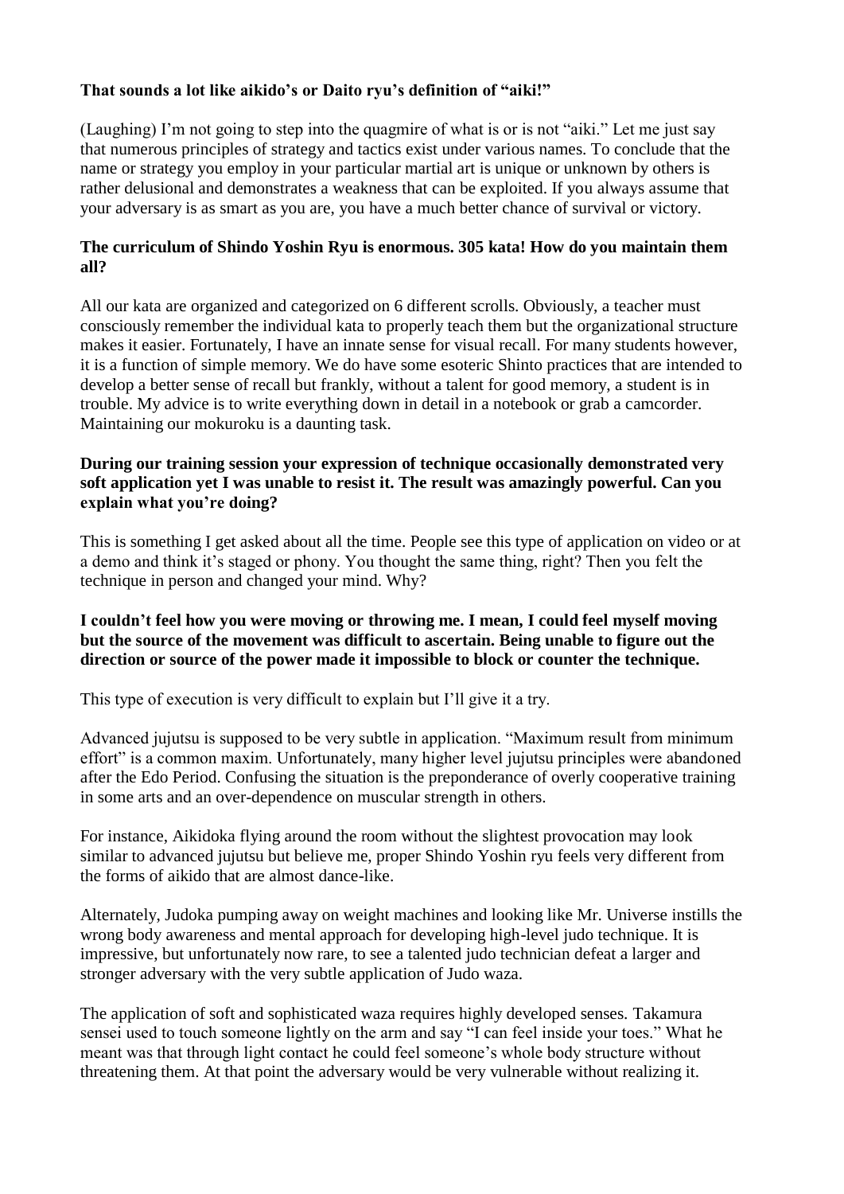**That sounds a lot like aikido's or Daito ryu's definition of "aiki!"**

(Laughing) I'm not going to step into the quagmire of what is or is not "aiki." Let me just say that numerous principles of strategy and tactics exist under various names. To conclude that the name or strategy you employ in your particular martial art is unique or unknown by others is rather delusional and demonstrates a weakness that can be exploited. If you always assume that your adversary is as smart as you are, you have a much better chance of survival or victory.

**The curriculum of Shindo Yoshin Ryu is enormous. 305 kata! How do you maintain them all?**

All our kata are organized and categorized on 6 different scrolls. Obviously, a teacher must consciously remember the individual kata to properly teach them but the organizational structure makes it easier. Fortunately, I have an innate sense for visual recall. For many students however, it is a function of simple memory. We do have some esoteric Shinto practices that are intended to develop a better sense of recall but frankly, without a talent for good memory, a student is in trouble. My advice is to write everything down in detail in a notebook or grab a camcorder. Maintaining our mokuroku is a daunting task.

**During our training session your expression of technique occasionally demonstrated very soft application yet I was unable to resist it. The result was amazingly powerful. Can you explain what you're doing?**

This is something I get asked about all the time. People see this type of application on video or at a demo and think it's staged or phony. You thought the same thing, right? Then you felt the technique in person and changed your mind. Why?

**I couldn't feel how you were moving or throwing me. I mean, I could feel myself moving but the source of the movement was difficult to ascertain. Being unable to figure out the direction or source of the power made it impossible to block or counter the technique.**

This type of execution is very difficult to explain but I'll give it a try.

Advanced jujutsu is supposed to be very subtle in application. "Maximum result from minimum effort" is a common maxim. Unfortunately, many higher level jujutsu principles were abandoned after the Edo Period. Confusing the situation is the preponderance of overly cooperative training in some arts and an over-dependence on muscular strength in others.

For instance, Aikidoka flying around the room without the slightest provocation may look similar to advanced jujutsu but believe me, proper Shindo Yoshin ryu feels very different from the forms of aikido that are almost dance-like.

Alternately, Judoka pumping away on weight machines and looking like Mr. Universe instills the wrong body awareness and mental approach for developing high-level judo technique. It is impressive, but unfortunately now rare, to see a talented judo technician defeat a larger and stronger adversary with the very subtle application of Judo waza.

The application of soft and sophisticated waza requires highly developed senses. Takamura sensei used to touch someone lightly on the arm and say "I can feel inside your toes." What he meant was that through light contact he could feel someone's whole body structure without threatening them. At that point the adversary would be very vulnerable without realizing it.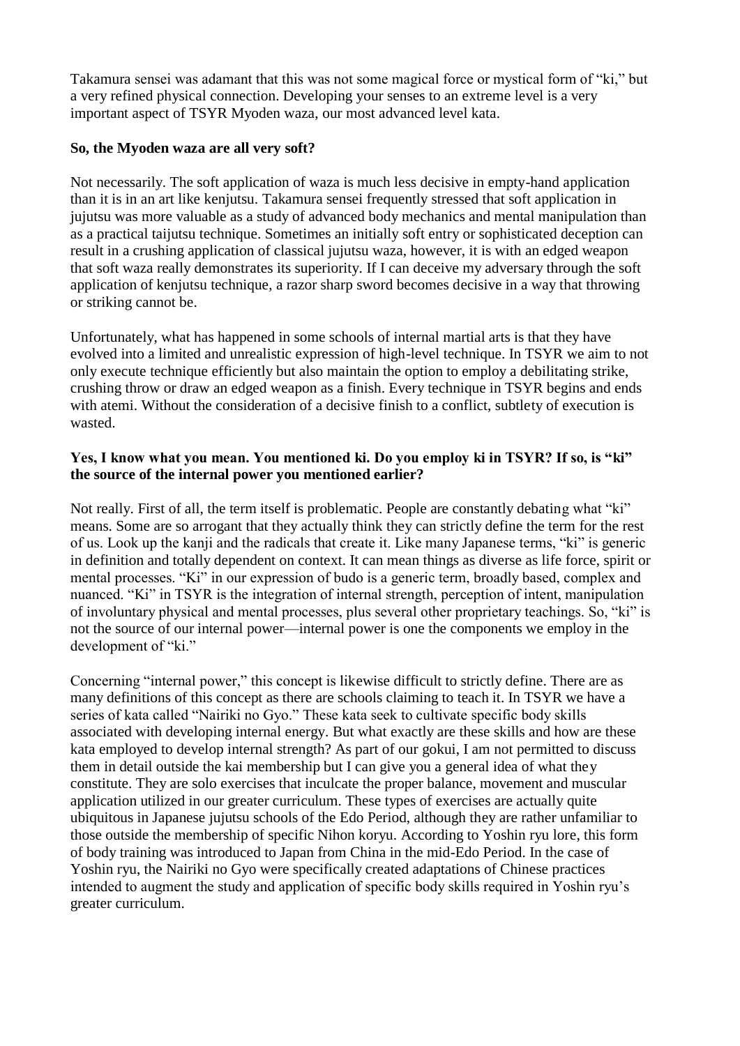Takamura sensei was adamant that this was not some magical force or mystical form of "ki," but a very refined physical connection. Developing your senses to an extreme level is a very important aspect of TSYR Myoden waza, our most advanced level kata.

**So, the Myoden waza are all very soft?**

Not necessarily. The soft application of waza is much less decisive in empty-hand application than it is in an art like kenjutsu. Takamura sensei frequently stressed that soft application in jujutsu was more valuable as a study of advanced body mechanics and mental manipulation than as a practical taijutsu technique. Sometimes an initially soft entry or sophisticated deception can result in a crushing application of classical jujutsu waza, however, it is with an edged weapon that soft waza really demonstrates its superiority. If I can deceive my adversary through the soft application of kenjutsu technique, a razor sharp sword becomes decisive in a way that throwing or striking cannot be.

Unfortunately, what has happened in some schools of internal martial arts is that they have evolved into a limited and unrealistic expression of high-level technique. In TSYR we aim to not only execute technique efficiently but also maintain the option to employ a debilitating strike, crushing throw or draw an edged weapon as a finish. Every technique in TSYR begins and ends with atemi. Without the consideration of a decisive finish to a conflict, subtlety of execution is wasted.

**Yes, I know what you mean. You mentioned ki. Do you employ ki in TSYR? If so, is "ki" the source of the internal power you mentioned earlier?**

Not really. First of all, the term itself is problematic. People are constantly debating what "ki" means. Some are so arrogant that they actually think they can strictly define the term for the rest of us. Look up the kanji and the radicals that create it. Like many Japanese terms, "ki" is generic in definition and totally dependent on context. It can mean things as diverse as life force, spirit or mental processes. "Ki" in our expression of budo is a generic term, broadly based, complex and nuanced. "Ki" in TSYR is the integration of internal strength, perception of intent, manipulation of involuntary physical and mental processes, plus several other proprietary teachings. So, "ki" is not the source of our internal power—internal power is one the components we employ in the development of "ki."

Concerning "internal power," this concept is likewise difficult to strictly define. There are as many definitions of this concept as there are schools claiming to teach it. In TSYR we have a series of kata called "Nairiki no Gyo." These kata seek to cultivate specific body skills associated with developing internal energy. But what exactly are these skills and how are these kata employed to develop internal strength? As part of our gokui, I am not permitted to discuss them in detail outside the kai membership but I can give you a general idea of what they constitute. They are solo exercises that inculcate the proper balance, movement and muscular application utilized in our greater curriculum. These types of exercises are actually quite ubiquitous in Japanese jujutsu schools of the Edo Period, although they are rather unfamiliar to those outside the membership of specific Nihon koryu. According to Yoshin ryu lore, this form of body training was introduced to Japan from China in the mid-Edo Period. In the case of Yoshin ryu, the Nairiki no Gyo were specifically created adaptations of Chinese practices intended to augment the study and application of specific body skills required in Yoshin ryu's greater curriculum.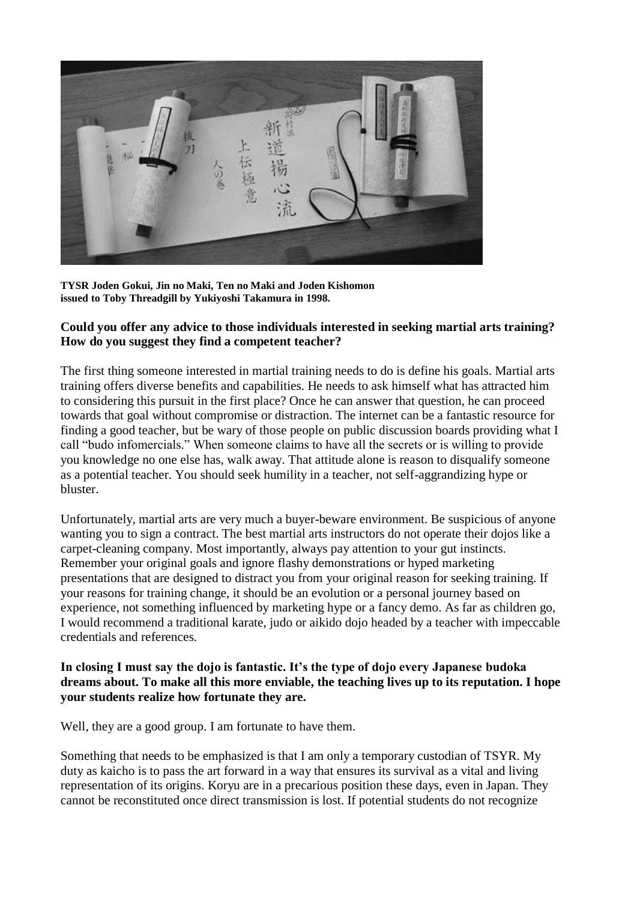**TYSR Joden Gokui, Jin no Maki, Ten no Maki and Joden Kishomon issued to Toby Threadgill by Yukiyoshi Takamura in 1998.**

**Could you offer any advice to those individuals interested in seeking martial arts training? How do you suggest they find a competent teacher?**

The first thing someone interested in martial training needs to do is define his goals. Martial arts training offers diverse benefits and capabilities. He needs to ask himself what has attracted him to considering this pursuit in the first place? Once he can answer that question, he can proceed towards that goal without compromise or distraction. The internet can be a fantastic resource for finding a good teacher, but be wary of those people on public discussion boards providing what I call "budo infomercials." When someone claims to have all the secrets or is willing to provide you knowledge no one else has, walk away. That attitude alone is reason to disqualify someone as a potential teacher. You should seek humility in a teacher, not self-aggrandizing hype or bluster.

Unfortunately, martial arts are very much a buyer-beware environment. Be suspicious of anyone wanting you to sign a contract. The best martial arts instructors do not operate their dojos like a carpet-cleaning company. Most importantly, always pay attention to your gut instincts. Remember your original goals and ignore flashy demonstrations or hyped marketing presentations that are designed to distract you from your original reason for seeking training. If your reasons for training change, it should be an evolution or a personal journey based on experience, not something influenced by marketing hype or a fancy demo. As far as children go, I would recommend a traditional karate, judo or aikido dojo headed by a teacher with impeccable credentials and references.

**In closing I must say the dojo is fantastic. It's the type of dojo every Japanese budoka dreams about. To make all this more enviable, the teaching lives up to its reputation. I hope your students realize how fortunate they are.**

Well, they are a good group. I am fortunate to have them.

Something that needs to be emphasized is that I am only a temporary custodian of TSYR. My duty as kaicho is to pass the art forward in a way that ensures its survival as a vital and living representation of its origins. Koryu are in a precarious position these days, even in Japan. They cannot be reconstituted once direct transmission is lost. If potential students do not recognize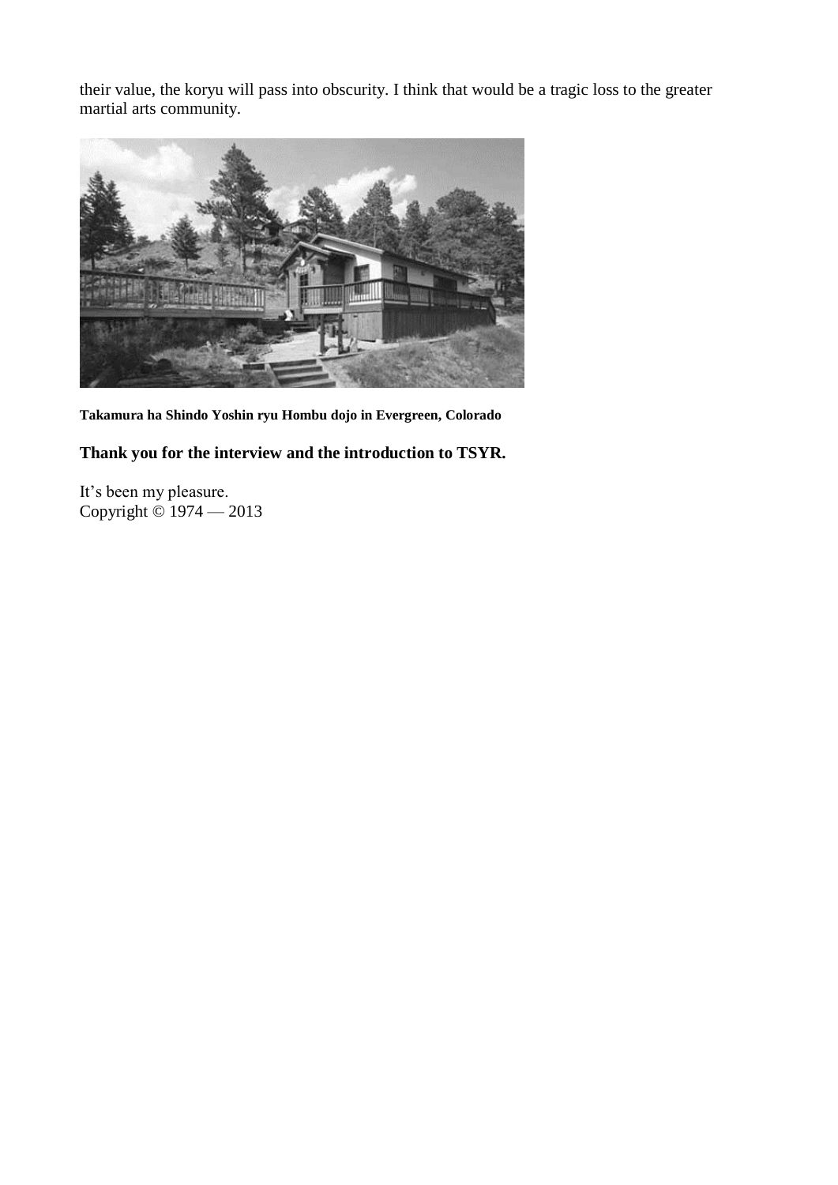their value, the koryu will pass into obscurity. I think that would be a tragic loss to the greater martial arts community.

**Takamura ha Shindo Yoshin ryu Hombu dojo in Evergreen, Colorado**

**Thank you for the interview and the introduction to TSYR.**

It's been my pleasure.
Copyright © 1974 — 2013